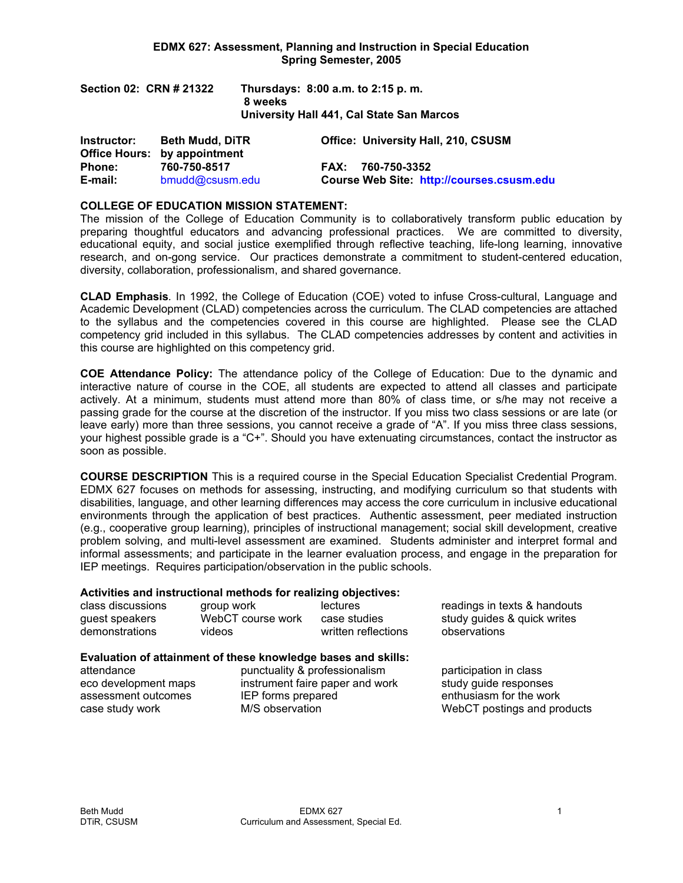# EDMX 627: Assessment, Planning and Instruction in Special Education
## Spring Semester, 2005

**Section 02: CRN # 21322** — **Thursdays: 8:00 a.m. to 2:15 p. m.**
**8 weeks**
**University Hall 441, Cal State San Marcos**

| | | |
|---|---|---|
| **Instructor:** | **Beth Mudd, DiTR** | **Office: University Hall, 210, CSUSM** |
| **Office Hours:** | **by appointment** | |
| **Phone:** | **760-750-8517** | **FAX: 760-750-3352** |
| **E-mail:** | bmudd@csusm.edu | **Course Web Site: http://courses.csusm.edu** |

**COLLEGE OF EDUCATION MISSION STATEMENT:**
The mission of the College of Education Community is to collaboratively transform public education by preparing thoughtful educators and advancing professional practices. We are committed to diversity, educational equity, and social justice exemplified through reflective teaching, life-long learning, innovative research, and on-gong service. Our practices demonstrate a commitment to student-centered education, diversity, collaboration, professionalism, and shared governance.

**CLAD Emphasis**. In 1992, the College of Education (COE) voted to infuse Cross-cultural, Language and Academic Development (CLAD) competencies across the curriculum. The CLAD competencies are attached to the syllabus and the competencies covered in this course are highlighted. Please see the CLAD competency grid included in this syllabus. The CLAD competencies addresses by content and activities in this course are highlighted on this competency grid.

**COE Attendance Policy:** The attendance policy of the College of Education: Due to the dynamic and interactive nature of course in the COE, all students are expected to attend all classes and participate actively. At a minimum, students must attend more than 80% of class time, or s/he may not receive a passing grade for the course at the discretion of the instructor. If you miss two class sessions or are late (or leave early) more than three sessions, you cannot receive a grade of "A". If you miss three class sessions, your highest possible grade is a "C+". Should you have extenuating circumstances, contact the instructor as soon as possible.

**COURSE DESCRIPTION** This is a required course in the Special Education Specialist Credential Program. EDMX 627 focuses on methods for assessing, instructing, and modifying curriculum so that students with disabilities, language, and other learning differences may access the core curriculum in inclusive educational environments through the application of best practices. Authentic assessment, peer mediated instruction (e.g., cooperative group learning), principles of instructional management; social skill development, creative problem solving, and multi-level assessment are examined. Students administer and interpret formal and informal assessments; and participate in the learner evaluation process, and engage in the preparation for IEP meetings. Requires participation/observation in the public schools.

**Activities and instructional methods for realizing objectives:**

| | | | |
|---|---|---|---|
| class discussions | group work | lectures | readings in texts & handouts |
| guest speakers | WebCT course work | case studies | study guides & quick writes |
| demonstrations | videos | written reflections | observations |

**Evaluation of attainment of these knowledge bases and skills:**

| | | |
|---|---|---|
| attendance | punctuality & professionalism | participation in class |
| eco development maps | instrument faire paper and work | study guide responses |
| assessment outcomes | IEP forms prepared | enthusiasm for the work |
| case study work | M/S observation | WebCT postings and products |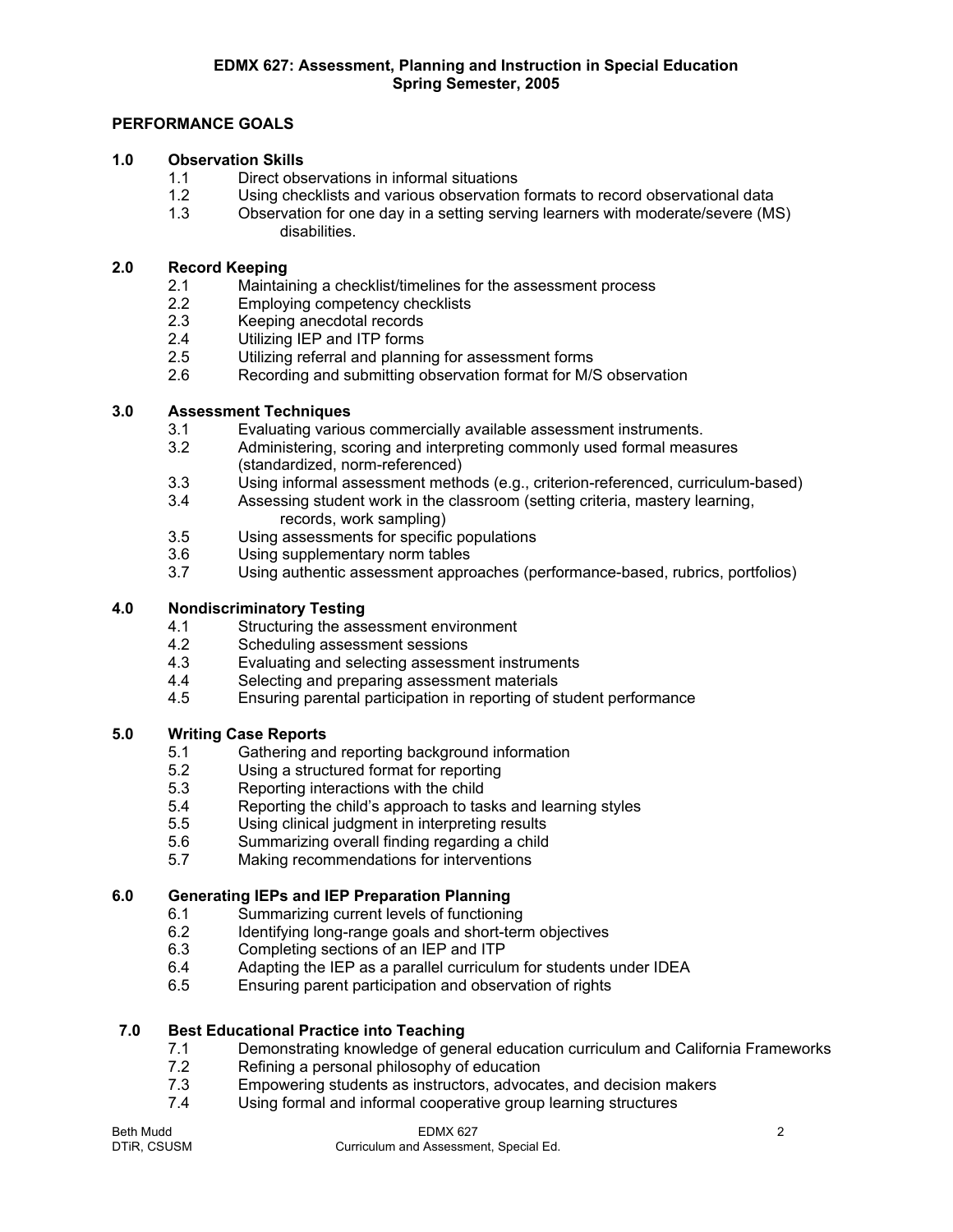**EDMX 627: Assessment, Planning and Instruction in Special Education**
**Spring Semester, 2005**

## PERFORMANCE GOALS

### 1.0 Observation Skills

- 1.1 Direct observations in informal situations
- 1.2 Using checklists and various observation formats to record observational data
- 1.3 Observation for one day in a setting serving learners with moderate/severe (MS) disabilities.

### 2.0 Record Keeping

- 2.1 Maintaining a checklist/timelines for the assessment process
- 2.2 Employing competency checklists
- 2.3 Keeping anecdotal records
- 2.4 Utilizing IEP and ITP forms
- 2.5 Utilizing referral and planning for assessment forms
- 2.6 Recording and submitting observation format for M/S observation

### 3.0 Assessment Techniques

- 3.1 Evaluating various commercially available assessment instruments.
- 3.2 Administering, scoring and interpreting commonly used formal measures (standardized, norm-referenced)
- 3.3 Using informal assessment methods (e.g., criterion-referenced, curriculum-based)
- 3.4 Assessing student work in the classroom (setting criteria, mastery learning, records, work sampling)
- 3.5 Using assessments for specific populations
- 3.6 Using supplementary norm tables
- 3.7 Using authentic assessment approaches (performance-based, rubrics, portfolios)

### 4.0 Nondiscriminatory Testing

- 4.1 Structuring the assessment environment
- 4.2 Scheduling assessment sessions
- 4.3 Evaluating and selecting assessment instruments
- 4.4 Selecting and preparing assessment materials
- 4.5 Ensuring parental participation in reporting of student performance

### 5.0 Writing Case Reports

- 5.1 Gathering and reporting background information
- 5.2 Using a structured format for reporting
- 5.3 Reporting interactions with the child
- 5.4 Reporting the child's approach to tasks and learning styles
- 5.5 Using clinical judgment in interpreting results
- 5.6 Summarizing overall finding regarding a child
- 5.7 Making recommendations for interventions

### 6.0 Generating IEPs and IEP Preparation Planning

- 6.1 Summarizing current levels of functioning
- 6.2 Identifying long-range goals and short-term objectives
- 6.3 Completing sections of an IEP and ITP
- 6.4 Adapting the IEP as a parallel curriculum for students under IDEA
- 6.5 Ensuring parent participation and observation of rights

### 7.0 Best Educational Practice into Teaching

- 7.1 Demonstrating knowledge of general education curriculum and California Frameworks
- 7.2 Refining a personal philosophy of education
- 7.3 Empowering students as instructors, advocates, and decision makers
- 7.4 Using formal and informal cooperative group learning structures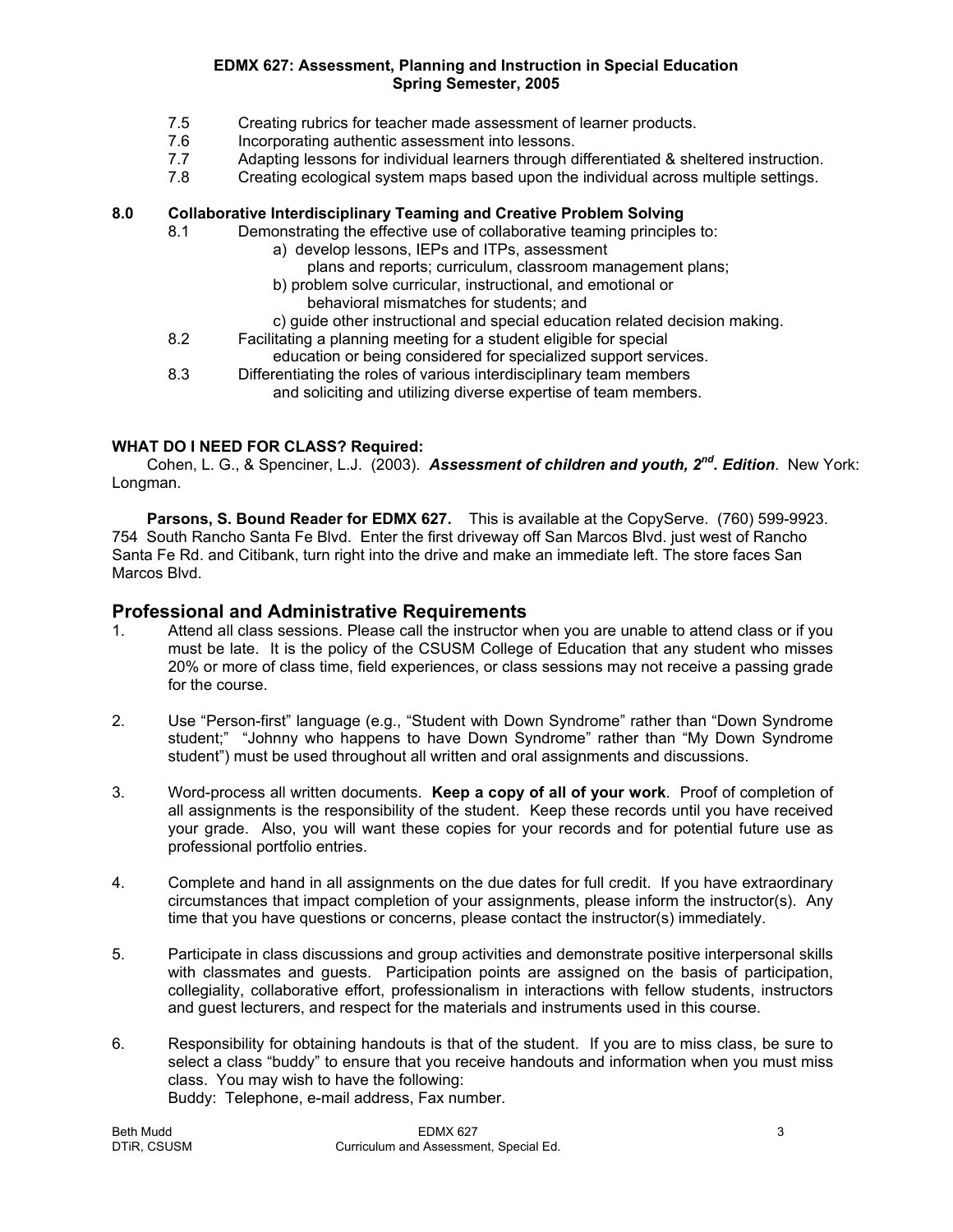7.5 Creating rubrics for teacher made assessment of learner products.
7.6 Incorporating authentic assessment into lessons.
7.7 Adapting lessons for individual learners through differentiated & sheltered instruction.
7.8 Creating ecological system maps based upon the individual across multiple settings.

**8.0 Collaborative Interdisciplinary Teaming and Creative Problem Solving**

8.1 Demonstrating the effective use of collaborative teaming principles to:
  a) develop lessons, IEPs and ITPs, assessment plans and reports; curriculum, classroom management plans;
  b) problem solve curricular, instructional, and emotional or behavioral mismatches for students; and
  c) guide other instructional and special education related decision making.

8.2 Facilitating a planning meeting for a student eligible for special education or being considered for specialized support services.

8.3 Differentiating the roles of various interdisciplinary team members and soliciting and utilizing diverse expertise of team members.

**WHAT DO I NEED FOR CLASS? Required:**

Cohen, L. G., & Spenciner, L.J. (2003). ***Assessment of children and youth, 2nd. Edition***. New York: Longman.

**Parsons, S. Bound Reader for EDMX 627.** This is available at the CopyServe. (760) 599-9923. 754 South Rancho Santa Fe Blvd. Enter the first driveway off San Marcos Blvd. just west of Rancho Santa Fe Rd. and Citibank, turn right into the drive and make an immediate left. The store faces San Marcos Blvd.

## Professional and Administrative Requirements

1. Attend all class sessions. Please call the instructor when you are unable to attend class or if you must be late. It is the policy of the CSUSM College of Education that any student who misses 20% or more of class time, field experiences, or class sessions may not receive a passing grade for the course.

2. Use "Person-first" language (e.g., "Student with Down Syndrome" rather than "Down Syndrome student;" "Johnny who happens to have Down Syndrome" rather than "My Down Syndrome student") must be used throughout all written and oral assignments and discussions.

3. Word-process all written documents. **Keep a copy of all of your work**. Proof of completion of all assignments is the responsibility of the student. Keep these records until you have received your grade. Also, you will want these copies for your records and for potential future use as professional portfolio entries.

4. Complete and hand in all assignments on the due dates for full credit. If you have extraordinary circumstances that impact completion of your assignments, please inform the instructor(s). Any time that you have questions or concerns, please contact the instructor(s) immediately.

5. Participate in class discussions and group activities and demonstrate positive interpersonal skills with classmates and guests. Participation points are assigned on the basis of participation, collegiality, collaborative effort, professionalism in interactions with fellow students, instructors and guest lecturers, and respect for the materials and instruments used in this course.

6. Responsibility for obtaining handouts is that of the student. If you are to miss class, be sure to select a class "buddy" to ensure that you receive handouts and information when you must miss class. You may wish to have the following:
   Buddy: Telephone, e-mail address, Fax number.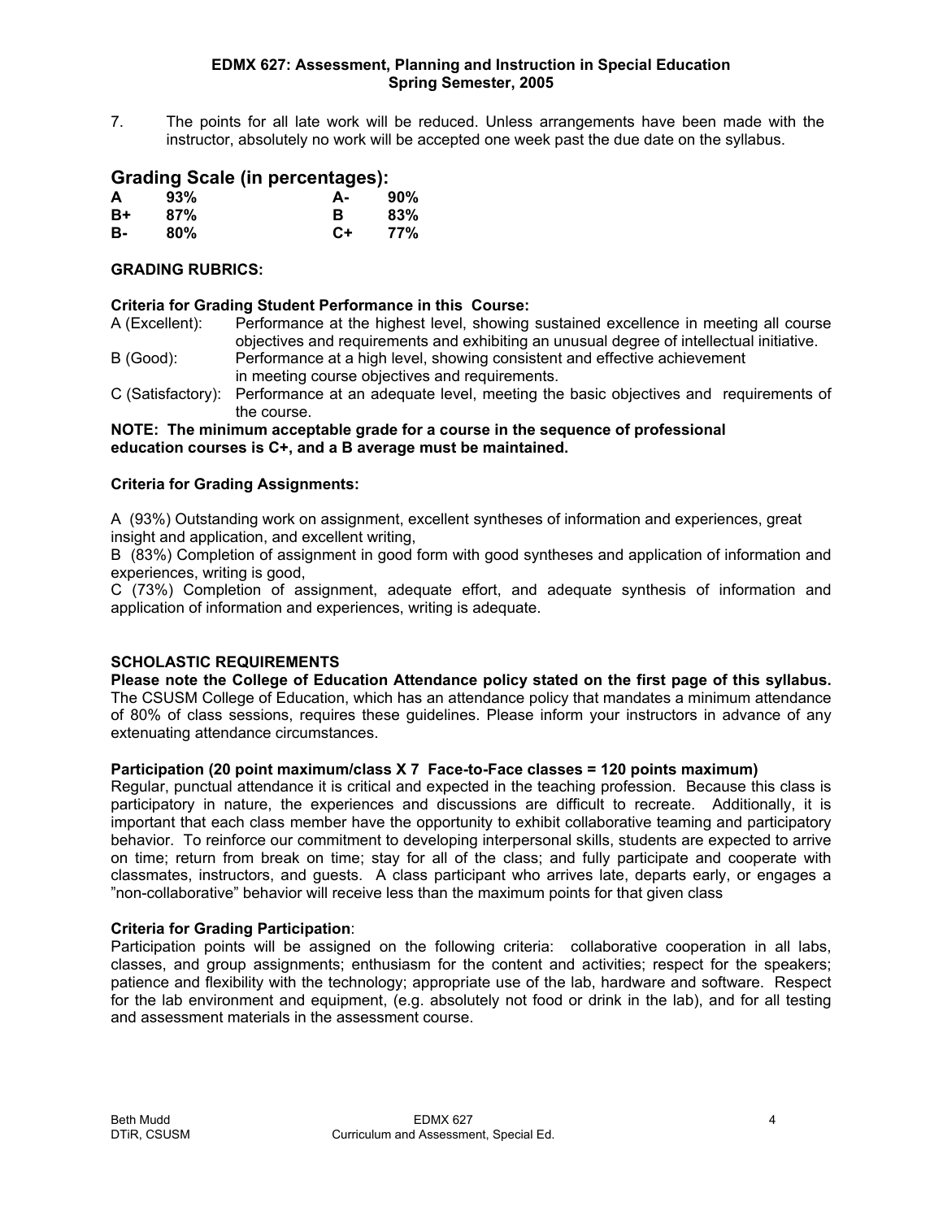7. The points for all late work will be reduced. Unless arrangements have been made with the instructor, absolutely no work will be accepted one week past the due date on the syllabus.

## Grading Scale (in percentages):

| | | | |
|---|---|---|---|
| **A** | **93%** | **A-** | **90%** |
| **B+** | **87%** | **B** | **83%** |
| **B-** | **80%** | **C+** | **77%** |

**GRADING RUBRICS:**

**Criteria for Grading Student Performance in this Course:**

A (Excellent): Performance at the highest level, showing sustained excellence in meeting all course objectives and requirements and exhibiting an unusual degree of intellectual initiative.

B (Good): Performance at a high level, showing consistent and effective achievement in meeting course objectives and requirements.

C (Satisfactory): Performance at an adequate level, meeting the basic objectives and requirements of the course.

**NOTE: The minimum acceptable grade for a course in the sequence of professional education courses is C+, and a B average must be maintained.**

**Criteria for Grading Assignments:**

A (93%) Outstanding work on assignment, excellent syntheses of information and experiences, great insight and application, and excellent writing,

B (83%) Completion of assignment in good form with good syntheses and application of information and experiences, writing is good,

C (73%) Completion of assignment, adequate effort, and adequate synthesis of information and application of information and experiences, writing is adequate.

**SCHOLASTIC REQUIREMENTS**

**Please note the College of Education Attendance policy stated on the first page of this syllabus.** The CSUSM College of Education, which has an attendance policy that mandates a minimum attendance of 80% of class sessions, requires these guidelines. Please inform your instructors in advance of any extenuating attendance circumstances.

**Participation (20 point maximum/class X 7 Face-to-Face classes = 120 points maximum)**

Regular, punctual attendance it is critical and expected in the teaching profession. Because this class is participatory in nature, the experiences and discussions are difficult to recreate. Additionally, it is important that each class member have the opportunity to exhibit collaborative teaming and participatory behavior. To reinforce our commitment to developing interpersonal skills, students are expected to arrive on time; return from break on time; stay for all of the class; and fully participate and cooperate with classmates, instructors, and guests. A class participant who arrives late, departs early, or engages a "non-collaborative" behavior will receive less than the maximum points for that given class

**Criteria for Grading Participation**:

Participation points will be assigned on the following criteria: collaborative cooperation in all labs, classes, and group assignments; enthusiasm for the content and activities; respect for the speakers; patience and flexibility with the technology; appropriate use of the lab, hardware and software. Respect for the lab environment and equipment, (e.g. absolutely not food or drink in the lab), and for all testing and assessment materials in the assessment course.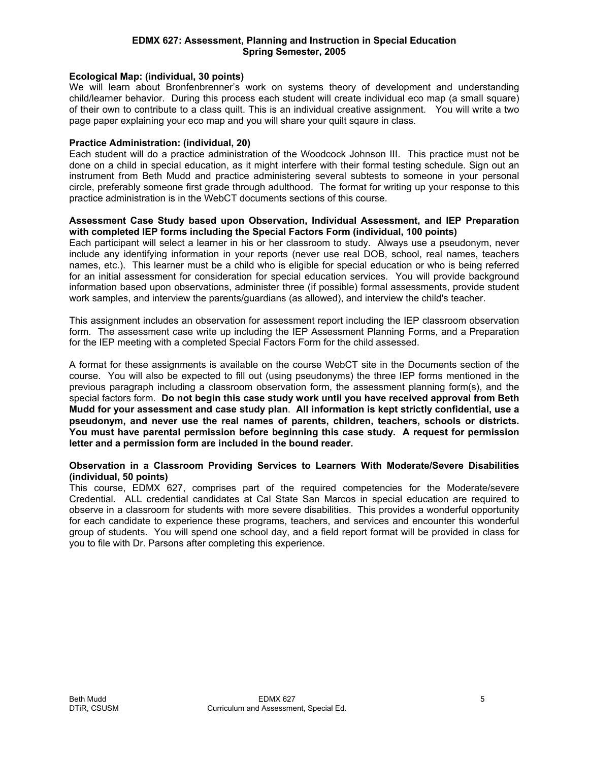**EDMX 627: Assessment, Planning and Instruction in Special Education**
**Spring Semester, 2005**

**Ecological Map: (individual, 30 points)**
We will learn about Bronfenbrenner's work on systems theory of development and understanding child/learner behavior. During this process each student will create individual eco map (a small square) of their own to contribute to a class quilt. This is an individual creative assignment. You will write a two page paper explaining your eco map and you will share your quilt sqaure in class.

**Practice Administration: (individual, 20)**
Each student will do a practice administration of the Woodcock Johnson III. This practice must not be done on a child in special education, as it might interfere with their formal testing schedule. Sign out an instrument from Beth Mudd and practice administering several subtests to someone in your personal circle, preferably someone first grade through adulthood. The format for writing up your response to this practice administration is in the WebCT documents sections of this course.

**Assessment Case Study based upon Observation, Individual Assessment, and IEP Preparation with completed IEP forms including the Special Factors Form (individual, 100 points)**
Each participant will select a learner in his or her classroom to study. Always use a pseudonym, never include any identifying information in your reports (never use real DOB, school, real names, teachers names, etc.). This learner must be a child who is eligible for special education or who is being referred for an initial assessment for consideration for special education services. You will provide background information based upon observations, administer three (if possible) formal assessments, provide student work samples, and interview the parents/guardians (as allowed), and interview the child's teacher.

This assignment includes an observation for assessment report including the IEP classroom observation form. The assessment case write up including the IEP Assessment Planning Forms, and a Preparation for the IEP meeting with a completed Special Factors Form for the child assessed.

A format for these assignments is available on the course WebCT site in the Documents section of the course. You will also be expected to fill out (using pseudonyms) the three IEP forms mentioned in the previous paragraph including a classroom observation form, the assessment planning form(s), and the special factors form. **Do not begin this case study work until you have received approval from Beth Mudd for your assessment and case study plan**. **All information is kept strictly confidential, use a pseudonym, and never use the real names of parents, children, teachers, schools or districts. You must have parental permission before beginning this case study. A request for permission letter and a permission form are included in the bound reader.**

**Observation in a Classroom Providing Services to Learners With Moderate/Severe Disabilities (individual, 50 points)**
This course, EDMX 627, comprises part of the required competencies for the Moderate/severe Credential. ALL credential candidates at Cal State San Marcos in special education are required to observe in a classroom for students with more severe disabilities. This provides a wonderful opportunity for each candidate to experience these programs, teachers, and services and encounter this wonderful group of students. You will spend one school day, and a field report format will be provided in class for you to file with Dr. Parsons after completing this experience.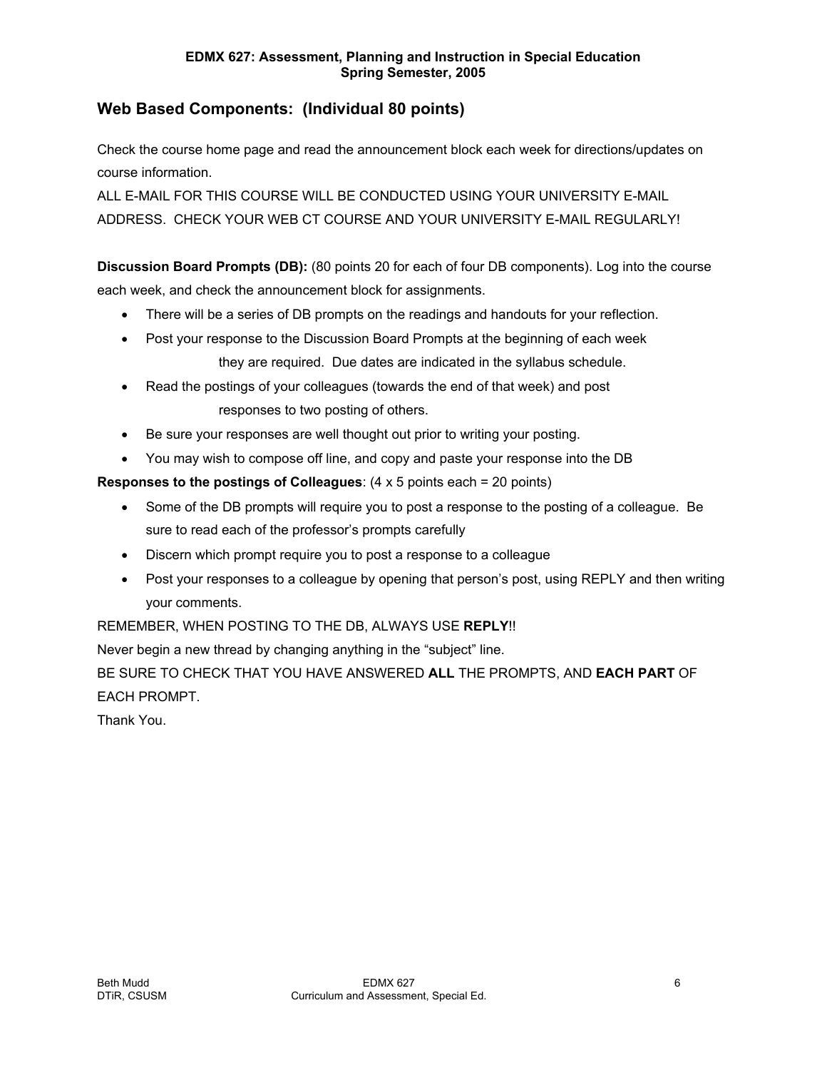## Web Based Components: (Individual 80 points)

Check the course home page and read the announcement block each week for directions/updates on course information.

ALL E-MAIL FOR THIS COURSE WILL BE CONDUCTED USING YOUR UNIVERSITY E-MAIL ADDRESS. CHECK YOUR WEB CT COURSE AND YOUR UNIVERSITY E-MAIL REGULARLY!

**Discussion Board Prompts (DB):** (80 points 20 for each of four DB components). Log into the course each week, and check the announcement block for assignments.

- There will be a series of DB prompts on the readings and handouts for your reflection.
- Post your response to the Discussion Board Prompts at the beginning of each week they are required. Due dates are indicated in the syllabus schedule.
- Read the postings of your colleagues (towards the end of that week) and post responses to two posting of others.
- Be sure your responses are well thought out prior to writing your posting.
- You may wish to compose off line, and copy and paste your response into the DB

**Responses to the postings of Colleagues**: (4 x 5 points each = 20 points)

- Some of the DB prompts will require you to post a response to the posting of a colleague. Be sure to read each of the professor's prompts carefully
- Discern which prompt require you to post a response to a colleague
- Post your responses to a colleague by opening that person's post, using REPLY and then writing your comments.

REMEMBER, WHEN POSTING TO THE DB, ALWAYS USE **REPLY**!!

Never begin a new thread by changing anything in the "subject" line.

BE SURE TO CHECK THAT YOU HAVE ANSWERED **ALL** THE PROMPTS, AND **EACH PART** OF EACH PROMPT.

Thank You.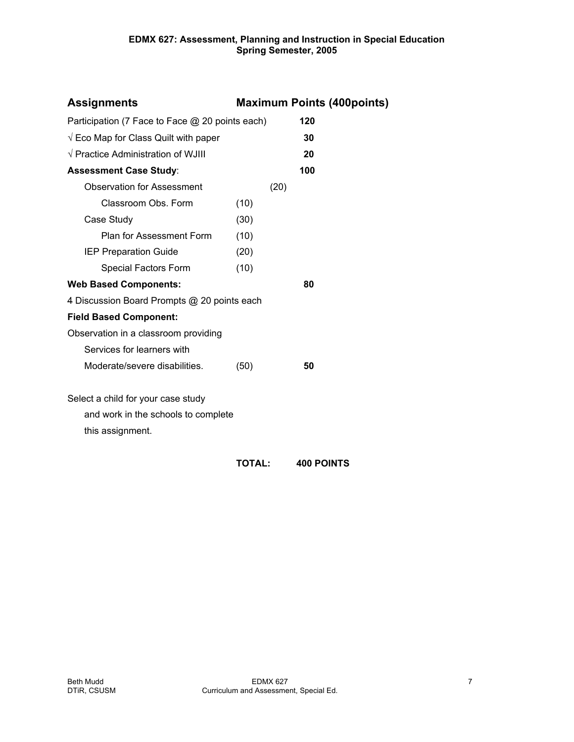**EDMX 627: Assessment, Planning and Instruction in Special Education**
**Spring Semester, 2005**

| **Assignments** | | | **Maximum Points (400points)** |
|---|---|---|---|
| Participation (7 Face to Face @ 20 points each) | | | **120** |
| √ Eco Map for Class Quilt with paper | | | **30** |
| √ Practice Administration of WJIII | | | **20** |
| **Assessment Case Study**: | | | **100** |
| Observation for Assessment | | (20) | |
| Classroom Obs. Form | (10) | | |
| Case Study | (30) | | |
| Plan for Assessment Form | (10) | | |
| IEP Preparation Guide | (20) | | |
| Special Factors Form | (10) | | |
| **Web Based Components:** | | | **80** |
| 4 Discussion Board Prompts @ 20 points each | | | |
| **Field Based Component:** | | | |
| Observation in a classroom providing Services for learners with Moderate/severe disabilities. | (50) | | **50** |

Select a child for your case study and work in the schools to complete this assignment.

**TOTAL: 400 POINTS**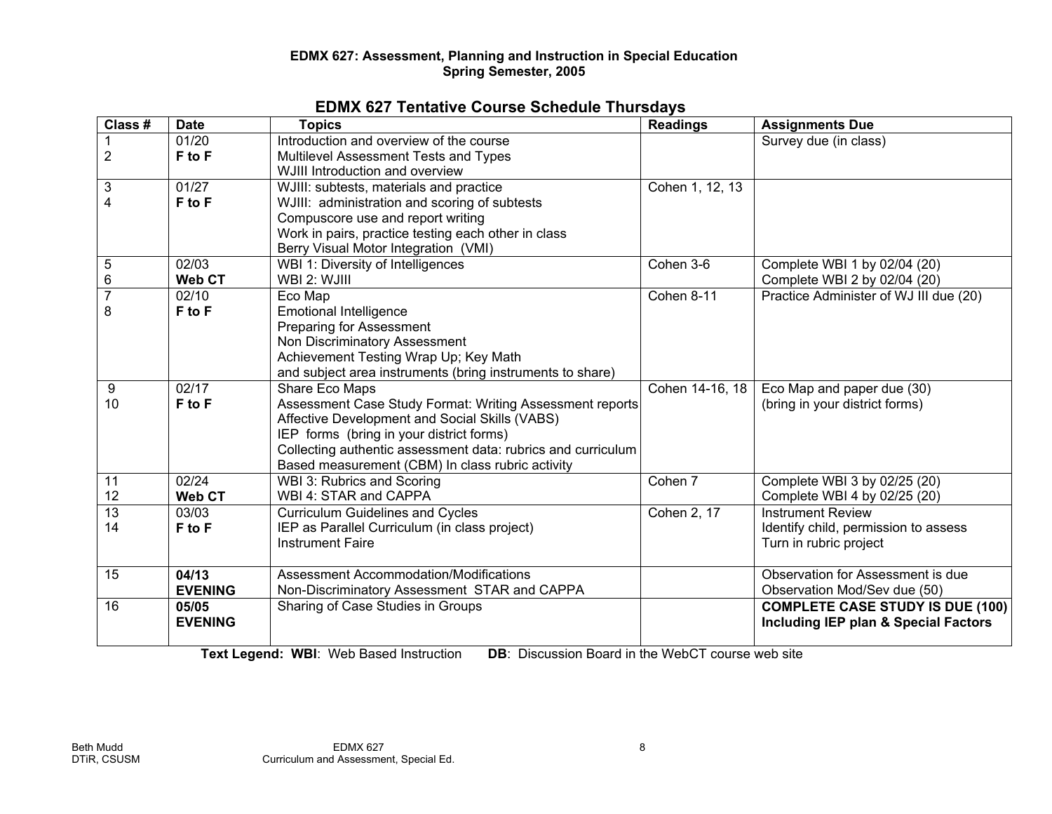**EDMX 627: Assessment, Planning and Instruction in Special Education**
**Spring Semester, 2005**

## EDMX 627 Tentative Course Schedule Thursdays

| Class # | Date | Topics | Readings | Assignments Due |
|---|---|---|---|---|
| 1<br>2 | 01/20<br>**F to F** | Introduction and overview of the course<br>Multilevel Assessment Tests and Types<br>WJIII Introduction and overview | | Survey due (in class) |
| 3<br>4 | 01/27<br>**F to F** | WJIII: subtests, materials and practice<br>WJIII: administration and scoring of subtests<br>Compuscore use and report writing<br>Work in pairs, practice testing each other in class<br>Berry Visual Motor Integration (VMI) | Cohen 1, 12, 13 | |
| 5<br>6 | 02/03<br>**Web CT** | WBI 1: Diversity of Intelligences<br>WBI 2: WJIII | Cohen 3-6 | Complete WBI 1 by 02/04 (20)<br>Complete WBI 2 by 02/04 (20) |
| 7<br>8 | 02/10<br>**F to F** | Eco Map<br>Emotional Intelligence<br>Preparing for Assessment<br>Non Discriminatory Assessment<br>Achievement Testing Wrap Up; Key Math<br>and subject area instruments (bring instruments to share) | Cohen 8-11 | Practice Administer of WJ III due (20) |
| 9<br>10 | 02/17<br>**F to F** | Share Eco Maps<br>Assessment Case Study Format: Writing Assessment reports<br>Affective Development and Social Skills (VABS)<br>IEP forms (bring in your district forms)<br>Collecting authentic assessment data: rubrics and curriculum<br>Based measurement (CBM) In class rubric activity | Cohen 14-16, 18 | Eco Map and paper due (30)<br>(bring in your district forms) |
| 11<br>12 | 02/24<br>**Web CT** | WBI 3: Rubrics and Scoring<br>WBI 4: STAR and CAPPA | Cohen 7 | Complete WBI 3 by 02/25 (20)<br>Complete WBI 4 by 02/25 (20) |
| 13<br>14 | 03/03<br>**F to F** | Curriculum Guidelines and Cycles<br>IEP as Parallel Curriculum (in class project)<br>Instrument Faire | Cohen 2, 17 | Instrument Review<br>Identify child, permission to assess<br>Turn in rubric project |
| 15 | **04/13**<br>**EVENING** | Assessment Accommodation/Modifications<br>Non-Discriminatory Assessment STAR and CAPPA | | Observation for Assessment is due<br>Observation Mod/Sev due (50) |
| 16 | **05/05**<br>**EVENING** | Sharing of Case Studies in Groups | | **COMPLETE CASE STUDY IS DUE (100)**<br>**Including IEP plan & Special Factors** |

**Text Legend: WBI**: Web Based Instruction **DB**: Discussion Board in the WebCT course web site